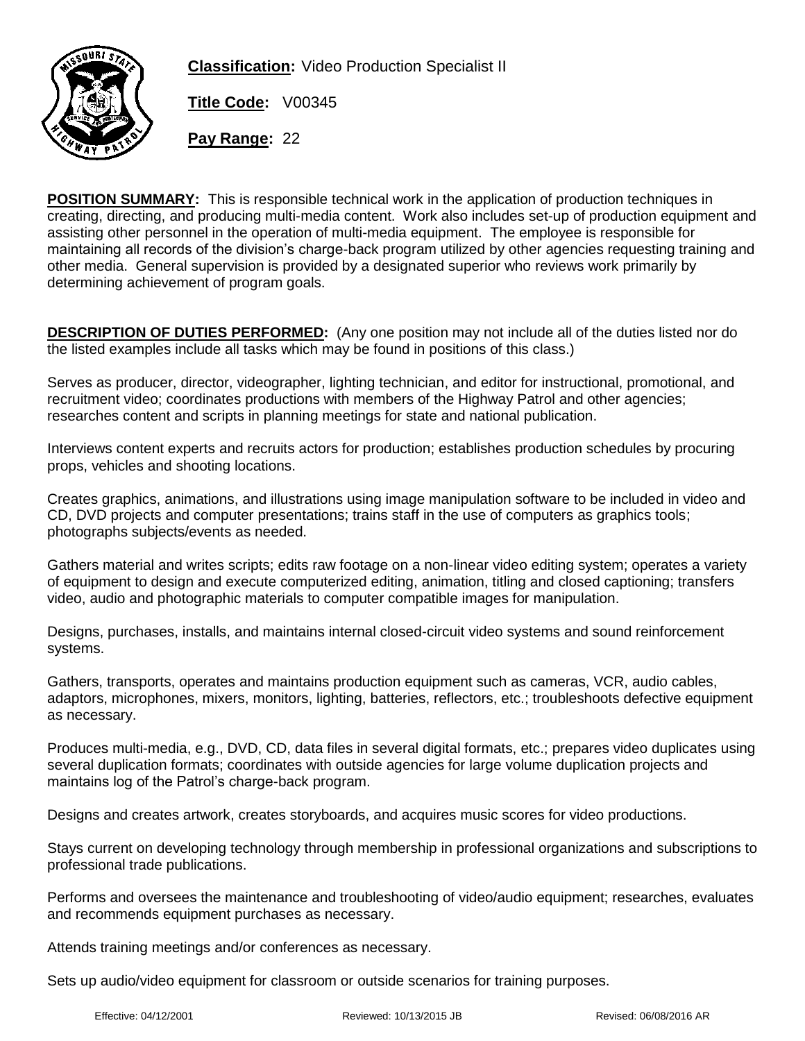**Classification:** Video Production Specialist II

**Title Code:** V00345

**Pay Range:** 22

**POSITION SUMMARY:** This is responsible technical work in the application of production techniques in creating, directing, and producing multi-media content. Work also includes set-up of production equipment and assisting other personnel in the operation of multi-media equipment. The employee is responsible for maintaining all records of the division's charge-back program utilized by other agencies requesting training and other media. General supervision is provided by a designated superior who reviews work primarily by determining achievement of program goals.

**DESCRIPTION OF DUTIES PERFORMED:** (Any one position may not include all of the duties listed nor do the listed examples include all tasks which may be found in positions of this class.)

Serves as producer, director, videographer, lighting technician, and editor for instructional, promotional, and recruitment video; coordinates productions with members of the Highway Patrol and other agencies; researches content and scripts in planning meetings for state and national publication.

Interviews content experts and recruits actors for production; establishes production schedules by procuring props, vehicles and shooting locations.

Creates graphics, animations, and illustrations using image manipulation software to be included in video and CD, DVD projects and computer presentations; trains staff in the use of computers as graphics tools; photographs subjects/events as needed.

Gathers material and writes scripts; edits raw footage on a non-linear video editing system; operates a variety of equipment to design and execute computerized editing, animation, titling and closed captioning; transfers video, audio and photographic materials to computer compatible images for manipulation.

Designs, purchases, installs, and maintains internal closed-circuit video systems and sound reinforcement systems.

Gathers, transports, operates and maintains production equipment such as cameras, VCR, audio cables, adaptors, microphones, mixers, monitors, lighting, batteries, reflectors, etc.; troubleshoots defective equipment as necessary.

Produces multi-media, e.g., DVD, CD, data files in several digital formats, etc.; prepares video duplicates using several duplication formats; coordinates with outside agencies for large volume duplication projects and maintains log of the Patrol's charge-back program.

Designs and creates artwork, creates storyboards, and acquires music scores for video productions.

Stays current on developing technology through membership in professional organizations and subscriptions to professional trade publications.

Performs and oversees the maintenance and troubleshooting of video/audio equipment; researches, evaluates and recommends equipment purchases as necessary.

Attends training meetings and/or conferences as necessary.

Sets up audio/video equipment for classroom or outside scenarios for training purposes.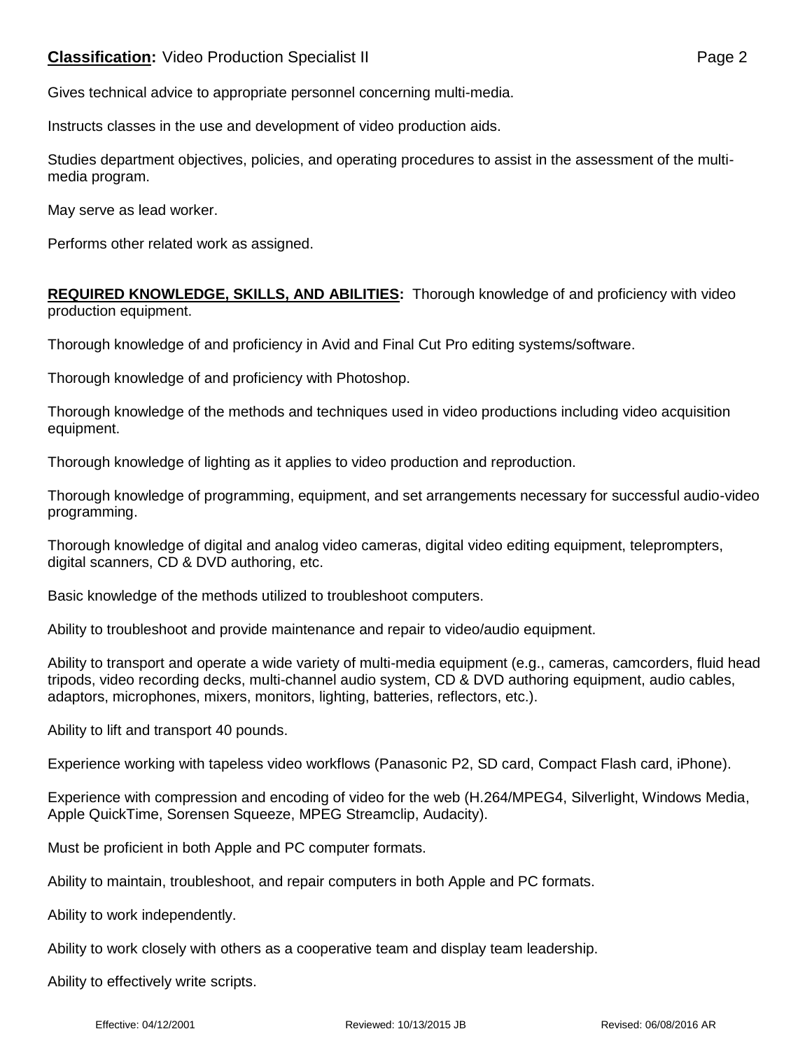Gives technical advice to appropriate personnel concerning multi-media.

Instructs classes in the use and development of video production aids.

Studies department objectives, policies, and operating procedures to assist in the assessment of the multi-media program.

May serve as lead worker.

Performs other related work as assigned.

**REQUIRED KNOWLEDGE, SKILLS, AND ABILITIES:** Thorough knowledge of and proficiency with video production equipment.

Thorough knowledge of and proficiency in Avid and Final Cut Pro editing systems/software.

Thorough knowledge of and proficiency with Photoshop.

Thorough knowledge of the methods and techniques used in video productions including video acquisition equipment.

Thorough knowledge of lighting as it applies to video production and reproduction.

Thorough knowledge of programming, equipment, and set arrangements necessary for successful audio-video programming.

Thorough knowledge of digital and analog video cameras, digital video editing equipment, teleprompters, digital scanners, CD & DVD authoring, etc.

Basic knowledge of the methods utilized to troubleshoot computers.

Ability to troubleshoot and provide maintenance and repair to video/audio equipment.

Ability to transport and operate a wide variety of multi-media equipment (e.g., cameras, camcorders, fluid head tripods, video recording decks, multi-channel audio system, CD & DVD authoring equipment, audio cables, adaptors, microphones, mixers, monitors, lighting, batteries, reflectors, etc.).

Ability to lift and transport 40 pounds.

Experience working with tapeless video workflows (Panasonic P2, SD card, Compact Flash card, iPhone).

Experience with compression and encoding of video for the web (H.264/MPEG4, Silverlight, Windows Media, Apple QuickTime, Sorensen Squeeze, MPEG Streamclip, Audacity).

Must be proficient in both Apple and PC computer formats.

Ability to maintain, troubleshoot, and repair computers in both Apple and PC formats.

Ability to work independently.

Ability to work closely with others as a cooperative team and display team leadership.

Ability to effectively write scripts.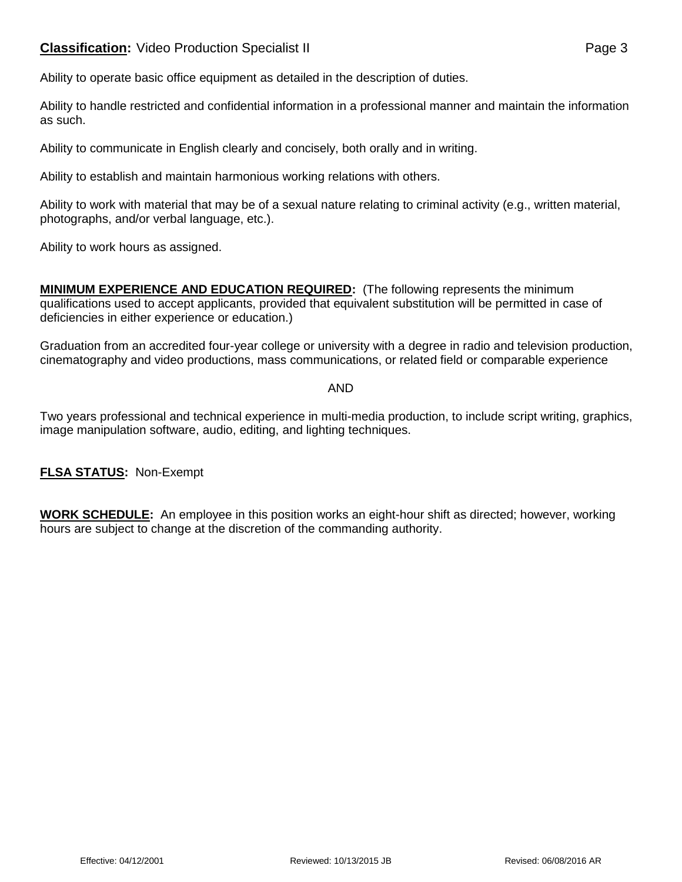Ability to operate basic office equipment as detailed in the description of duties.

Ability to handle restricted and confidential information in a professional manner and maintain the information as such.

Ability to communicate in English clearly and concisely, both orally and in writing.

Ability to establish and maintain harmonious working relations with others.

Ability to work with material that may be of a sexual nature relating to criminal activity (e.g., written material, photographs, and/or verbal language, etc.).

Ability to work hours as assigned.

**MINIMUM EXPERIENCE AND EDUCATION REQUIRED:** (The following represents the minimum qualifications used to accept applicants, provided that equivalent substitution will be permitted in case of deficiencies in either experience or education.)

Graduation from an accredited four-year college or university with a degree in radio and television production, cinematography and video productions, mass communications, or related field or comparable experience

AND

Two years professional and technical experience in multi-media production, to include script writing, graphics, image manipulation software, audio, editing, and lighting techniques.

**FLSA STATUS:** Non-Exempt

**WORK SCHEDULE:** An employee in this position works an eight-hour shift as directed; however, working hours are subject to change at the discretion of the commanding authority.